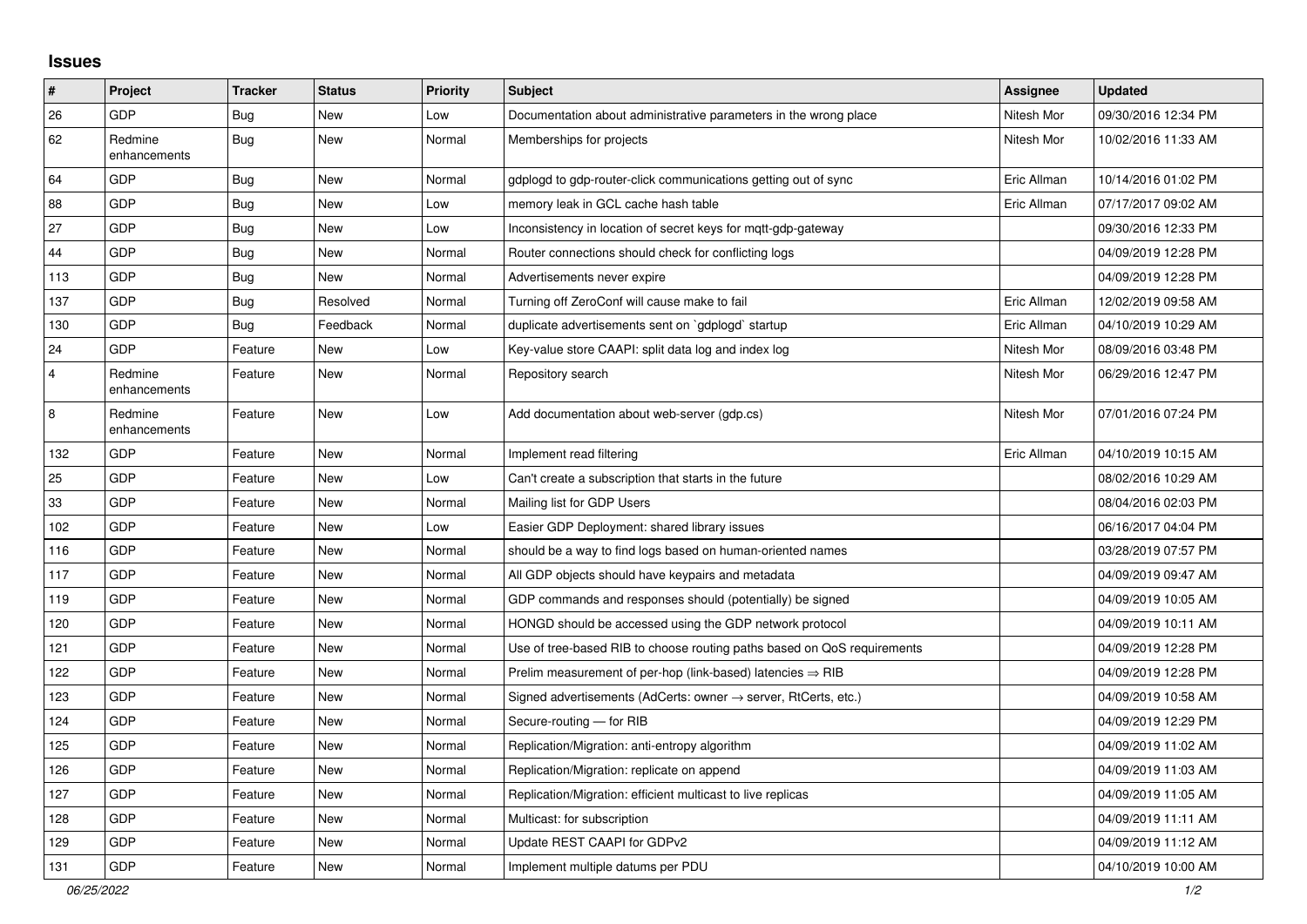# Issues

| # | Project | Tracker | Status | Priority | Subject | Assignee | Updated |
| --- | --- | --- | --- | --- | --- | --- | --- |
| 26 | GDP | Bug | New | Low | Documentation about administrative parameters in the wrong place | Nitesh Mor | 09/30/2016 12:34 PM |
| 62 | Redmine enhancements | Bug | New | Normal | Memberships for projects | Nitesh Mor | 10/02/2016 11:33 AM |
| 64 | GDP | Bug | New | Normal | gdplogd to gdp-router-click communications getting out of sync | Eric Allman | 10/14/2016 01:02 PM |
| 88 | GDP | Bug | New | Low | memory leak in GCL cache hash table | Eric Allman | 07/17/2017 09:02 AM |
| 27 | GDP | Bug | New | Low | Inconsistency in location of secret keys for mqtt-gdp-gateway | | 09/30/2016 12:33 PM |
| 44 | GDP | Bug | New | Normal | Router connections should check for conflicting logs | | 04/09/2019 12:28 PM |
| 113 | GDP | Bug | New | Normal | Advertisements never expire | | 04/09/2019 12:28 PM |
| 137 | GDP | Bug | Resolved | Normal | Turning off ZeroConf will cause make to fail | Eric Allman | 12/02/2019 09:58 AM |
| 130 | GDP | Bug | Feedback | Normal | duplicate advertisements sent on `gdplogd` startup | Eric Allman | 04/10/2019 10:29 AM |
| 24 | GDP | Feature | New | Low | Key-value store CAAPI: split data log and index log | Nitesh Mor | 08/09/2016 03:48 PM |
| 4 | Redmine enhancements | Feature | New | Normal | Repository search | Nitesh Mor | 06/29/2016 12:47 PM |
| 8 | Redmine enhancements | Feature | New | Low | Add documentation about web-server (gdp.cs) | Nitesh Mor | 07/01/2016 07:24 PM |
| 132 | GDP | Feature | New | Normal | Implement read filtering | Eric Allman | 04/10/2019 10:15 AM |
| 25 | GDP | Feature | New | Low | Can't create a subscription that starts in the future | | 08/02/2016 10:29 AM |
| 33 | GDP | Feature | New | Normal | Mailing list for GDP Users | | 08/04/2016 02:03 PM |
| 102 | GDP | Feature | New | Low | Easier GDP Deployment: shared library issues | | 06/16/2017 04:04 PM |
| 116 | GDP | Feature | New | Normal | should be a way to find logs based on human-oriented names | | 03/28/2019 07:57 PM |
| 117 | GDP | Feature | New | Normal | All GDP objects should have keypairs and metadata | | 04/09/2019 09:47 AM |
| 119 | GDP | Feature | New | Normal | GDP commands and responses should (potentially) be signed | | 04/09/2019 10:05 AM |
| 120 | GDP | Feature | New | Normal | HONGD should be accessed using the GDP network protocol | | 04/09/2019 10:11 AM |
| 121 | GDP | Feature | New | Normal | Use of tree-based RIB to choose routing paths based on QoS requirements | | 04/09/2019 12:28 PM |
| 122 | GDP | Feature | New | Normal | Prelim measurement of per-hop (link-based) latencies ⇒ RIB | | 04/09/2019 12:28 PM |
| 123 | GDP | Feature | New | Normal | Signed advertisements (AdCerts: owner → server, RtCerts, etc.) | | 04/09/2019 10:58 AM |
| 124 | GDP | Feature | New | Normal | Secure-routing — for RIB | | 04/09/2019 12:29 PM |
| 125 | GDP | Feature | New | Normal | Replication/Migration: anti-entropy algorithm | | 04/09/2019 11:02 AM |
| 126 | GDP | Feature | New | Normal | Replication/Migration: replicate on append | | 04/09/2019 11:03 AM |
| 127 | GDP | Feature | New | Normal | Replication/Migration: efficient multicast to live replicas | | 04/09/2019 11:05 AM |
| 128 | GDP | Feature | New | Normal | Multicast: for subscription | | 04/09/2019 11:11 AM |
| 129 | GDP | Feature | New | Normal | Update REST CAAPI for GDPv2 | | 04/09/2019 11:12 AM |
| 131 | GDP | Feature | New | Normal | Implement multiple datums per PDU | | 04/10/2019 10:00 AM |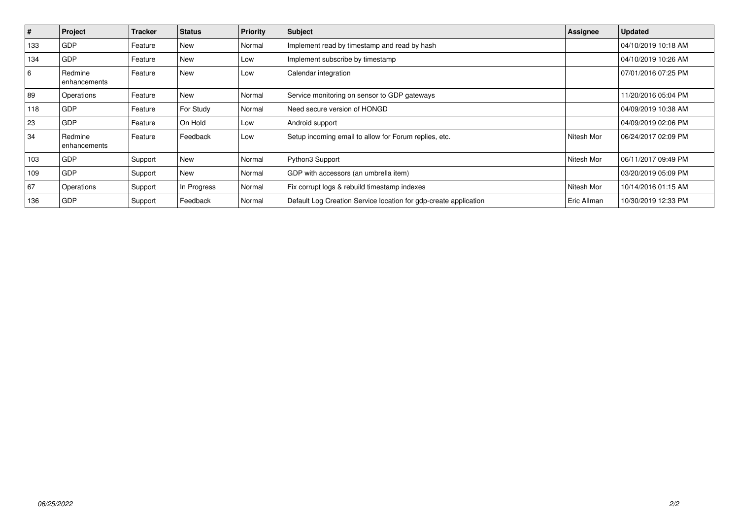| # | Project | Tracker | Status | Priority | Subject | Assignee | Updated |
|---|---|---|---|---|---|---|---|
| 133 | GDP | Feature | New | Normal | Implement read by timestamp and read by hash | | 04/10/2019 10:18 AM |
| 134 | GDP | Feature | New | Low | Implement subscribe by timestamp | | 04/10/2019 10:26 AM |
| 6 | Redmine enhancements | Feature | New | Low | Calendar integration | | 07/01/2016 07:25 PM |
| 89 | Operations | Feature | New | Normal | Service monitoring on sensor to GDP gateways | | 11/20/2016 05:04 PM |
| 118 | GDP | Feature | For Study | Normal | Need secure version of HONGD | | 04/09/2019 10:38 AM |
| 23 | GDP | Feature | On Hold | Low | Android support | | 04/09/2019 02:06 PM |
| 34 | Redmine enhancements | Feature | Feedback | Low | Setup incoming email to allow for Forum replies, etc. | Nitesh Mor | 06/24/2017 02:09 PM |
| 103 | GDP | Support | New | Normal | Python3 Support | Nitesh Mor | 06/11/2017 09:49 PM |
| 109 | GDP | Support | New | Normal | GDP with accessors (an umbrella item) | | 03/20/2019 05:09 PM |
| 67 | Operations | Support | In Progress | Normal | Fix corrupt logs & rebuild timestamp indexes | Nitesh Mor | 10/14/2016 01:15 AM |
| 136 | GDP | Support | Feedback | Normal | Default Log Creation Service location for gdp-create application | Eric Allman | 10/30/2019 12:33 PM |